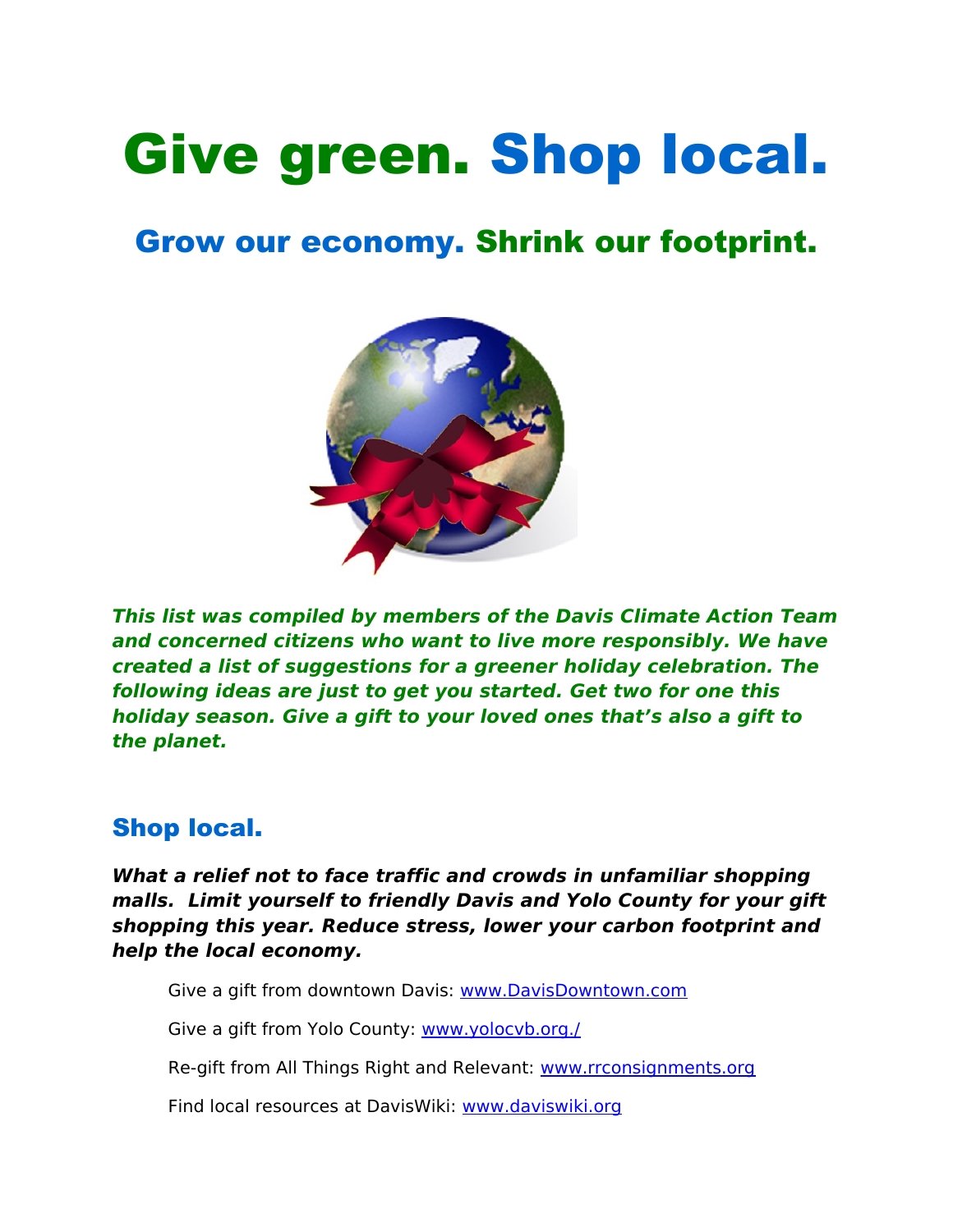# Give green. Shop local.

## Grow our economy. Shrink our footprint.

***This list was compiled by members of the Davis Climate Action Team and concerned citizens who want to live more responsibly. We have created a list of suggestions for a greener holiday celebration. The following ideas are just to get you started. Get two for one this holiday season. Give a gift to your loved ones that's also a gift to the planet.***

## Shop local.

***What a relief not to face traffic and crowds in unfamiliar shopping malls. Limit yourself to friendly Davis and Yolo County for your gift shopping this year. Reduce stress, lower your carbon footprint and help the local economy.***

Give a gift from downtown Davis: www.DavisDowntown.com

Give a gift from Yolo County: www.yolocvb.org./

Re-gift from All Things Right and Relevant: www.rrconsignments.org

Find local resources at DavisWiki: www.daviswiki.org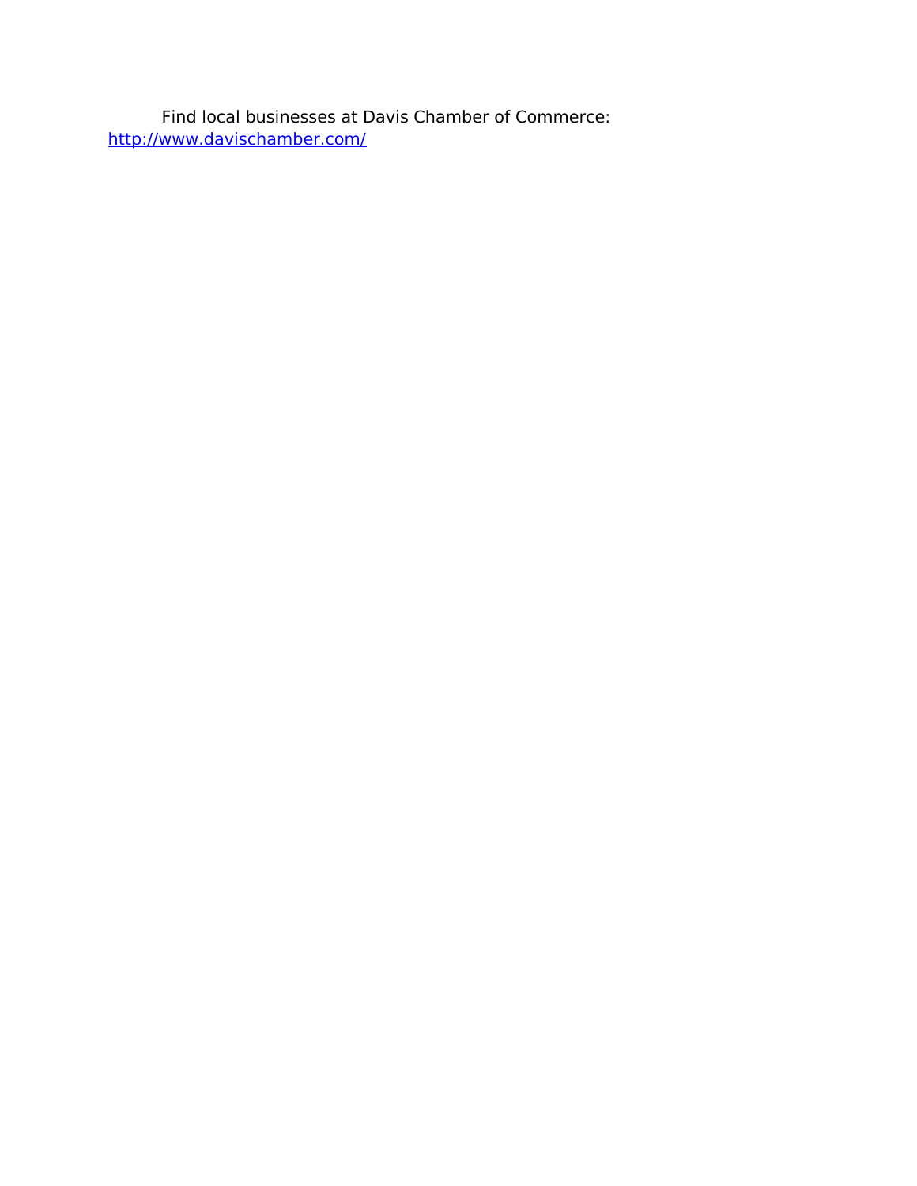Find local businesses at Davis Chamber of Commerce: http://www.davischamber.com/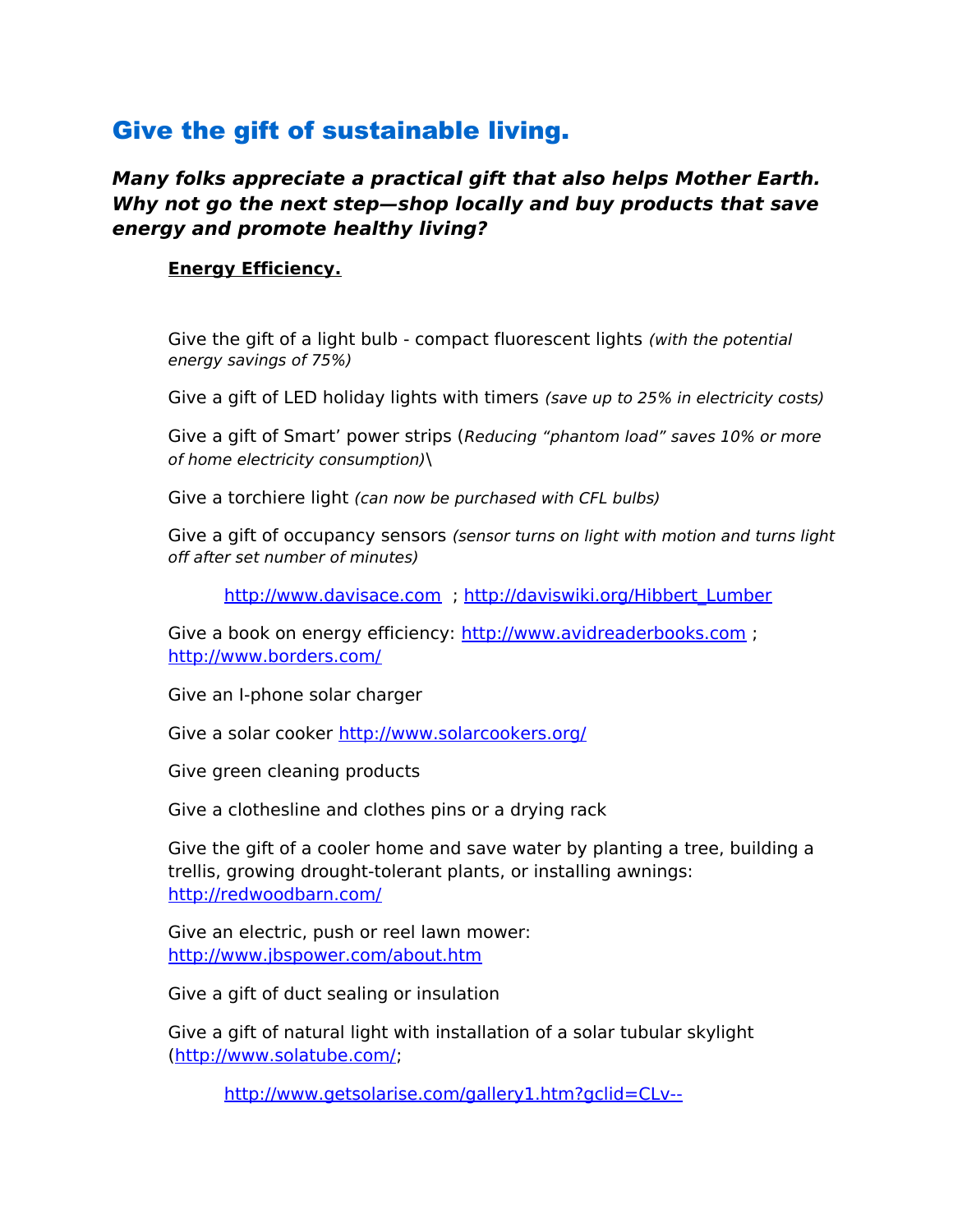# Give the gift of sustainable living.

***Many folks appreciate a practical gift that also helps Mother Earth. Why not go the next step—shop locally and buy products that save energy and promote healthy living?***

**Energy Efficiency.**

Give the gift of a light bulb - compact fluorescent lights *(with the potential energy savings of 75%)*

Give a gift of LED holiday lights with timers *(save up to 25% in electricity costs)*

Give a gift of Smart' power strips (*Reducing "phantom load" saves 10% or more of home electricity consumption)*\

Give a torchiere light *(can now be purchased with CFL bulbs)*

Give a gift of occupancy sensors *(sensor turns on light with motion and turns light off after set number of minutes)*

http://www.davisace.com ; http://daviswiki.org/Hibbert_Lumber

Give a book on energy efficiency: http://www.avidreaderbooks.com ; http://www.borders.com/

Give an I-phone solar charger

Give a solar cooker http://www.solarcookers.org/

Give green cleaning products

Give a clothesline and clothes pins or a drying rack

Give the gift of a cooler home and save water by planting a tree, building a trellis, growing drought-tolerant plants, or installing awnings: http://redwoodbarn.com/

Give an electric, push or reel lawn mower: http://www.jbspower.com/about.htm

Give a gift of duct sealing or insulation

Give a gift of natural light with installation of a solar tubular skylight (http://www.solatube.com/;

http://www.getsolarise.com/gallery1.htm?gclid=CLv--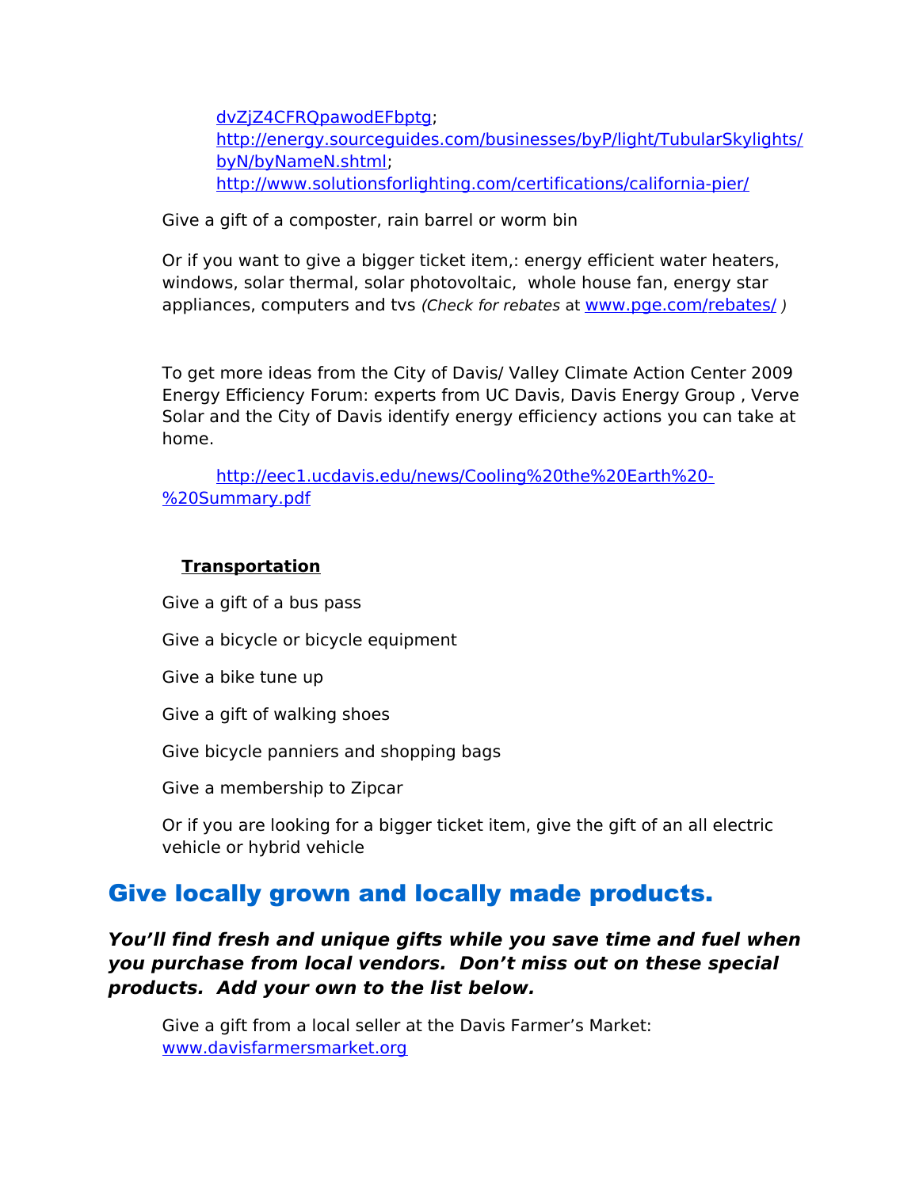dvZjZ4CFRQpawodEFbptg;
http://energy.sourceguides.com/businesses/byP/light/TubularSkylights/byN/byNameN.shtml;
http://www.solutionsforlighting.com/certifications/california-pier/

Give a gift of a composter, rain barrel or worm bin

Or if you want to give a bigger ticket item,: energy efficient water heaters, windows, solar thermal, solar photovoltaic, whole house fan, energy star appliances, computers and tvs *(Check for rebates* at www.pge.com/rebates/ )

To get more ideas from the City of Davis/ Valley Climate Action Center 2009 Energy Efficiency Forum: experts from UC Davis, Davis Energy Group , Verve Solar and the City of Davis identify energy efficiency actions you can take at home.

http://eec1.ucdavis.edu/news/Cooling%20the%20Earth%20-%20Summary.pdf

**Transportation**

Give a gift of a bus pass

Give a bicycle or bicycle equipment

Give a bike tune up

Give a gift of walking shoes

Give bicycle panniers and shopping bags

Give a membership to Zipcar

Or if you are looking for a bigger ticket item, give the gift of an all electric vehicle or hybrid vehicle

## Give locally grown and locally made products.

***You'll find fresh and unique gifts while you save time and fuel when you purchase from local vendors. Don't miss out on these special products. Add your own to the list below.***

Give a gift from a local seller at the Davis Farmer's Market: www.davisfarmersmarket.org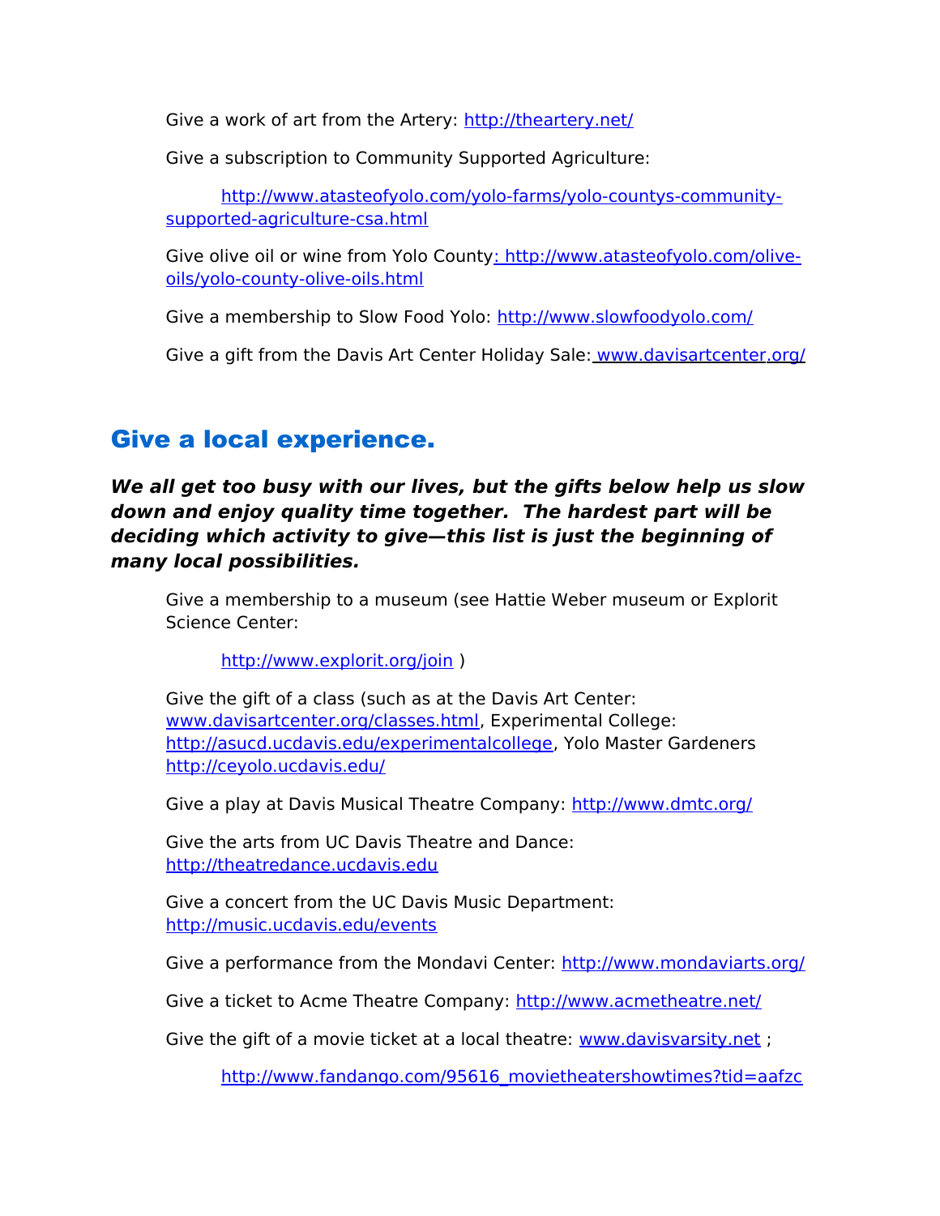Give a work of art from the Artery: http://theartery.net/

Give a subscription to Community Supported Agriculture:

http://www.atasteofyolo.com/yolo-farms/yolo-countys-community-supported-agriculture-csa.html

Give olive oil or wine from Yolo County: http://www.atasteofyolo.com/olive-oils/yolo-county-olive-oils.html

Give a membership to Slow Food Yolo: http://www.slowfoodyolo.com/

Give a gift from the Davis Art Center Holiday Sale: www.davisartcenter.org/

## Give a local experience.

***We all get too busy with our lives, but the gifts below help us slow down and enjoy quality time together. The hardest part will be deciding which activity to give—this list is just the beginning of many local possibilities.***

Give a membership to a museum (see Hattie Weber museum or Explorit Science Center:

http://www.explorit.org/join )

Give the gift of a class (such as at the Davis Art Center: www.davisartcenter.org/classes.html, Experimental College: http://asucd.ucdavis.edu/experimentalcollege, Yolo Master Gardeners http://ceyolo.ucdavis.edu/

Give a play at Davis Musical Theatre Company: http://www.dmtc.org/

Give the arts from UC Davis Theatre and Dance: http://theatredance.ucdavis.edu

Give a concert from the UC Davis Music Department: http://music.ucdavis.edu/events

Give a performance from the Mondavi Center: http://www.mondaviarts.org/

Give a ticket to Acme Theatre Company: http://www.acmetheatre.net/

Give the gift of a movie ticket at a local theatre: www.davisvarsity.net ;

http://www.fandango.com/95616_movietheatershowtimes?tid=aafzc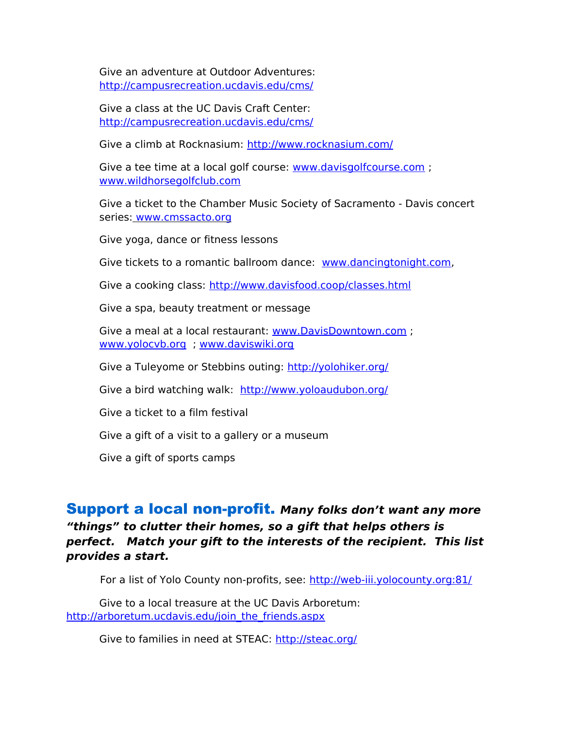Give an adventure at Outdoor Adventures: [http://campusrecreation.ucdavis.edu/cms/](http://campusrecreation.ucdavis.edu/cms/)

Give a class at the UC Davis Craft Center: [http://campusrecreation.ucdavis.edu/cms/](http://campusrecreation.ucdavis.edu/cms/)

Give a climb at Rocknasium: [http://www.rocknasium.com/](http://www.rocknasium.com/)

Give a tee time at a local golf course: [www.davisgolfcourse.com](http://www.davisgolfcourse.com) ; [www.wildhorsegolfclub.com](http://www.wildhorsegolfclub.com)

Give a ticket to the Chamber Music Society of Sacramento - Davis concert series: [www.cmssacto.org](http://www.cmssacto.org)

Give yoga, dance or fitness lessons

Give tickets to a romantic ballroom dance: [www.dancingtonight.com](http://www.dancingtonight.com),

Give a cooking class: [http://www.davisfood.coop/classes.html](http://www.davisfood.coop/classes.html)

Give a spa, beauty treatment or message

Give a meal at a local restaurant: [www.DavisDowntown.com](http://www.DavisDowntown.com) ; [www.yolocvb.org](http://www.yolocvb.org) ; [www.daviswiki.org](http://www.daviswiki.org)

Give a Tuleyome or Stebbins outing: [http://yolohiker.org/](http://yolohiker.org/)

Give a bird watching walk: [http://www.yoloaudubon.org/](http://www.yoloaudubon.org/)

Give a ticket to a film festival

Give a gift of a visit to a gallery or a museum

Give a gift of sports camps

## Support a local non-profit. ***Many folks don't want any more "things" to clutter their homes, so a gift that helps others is perfect. Match your gift to the interests of the recipient. This list provides a start.***

For a list of Yolo County non-profits, see: [http://web-iii.yolocounty.org:81/](http://web-iii.yolocounty.org:81/)

Give to a local treasure at the UC Davis Arboretum: [http://arboretum.ucdavis.edu/join_the_friends.aspx](http://arboretum.ucdavis.edu/join_the_friends.aspx)

Give to families in need at STEAC: [http://steac.org/](http://steac.org/)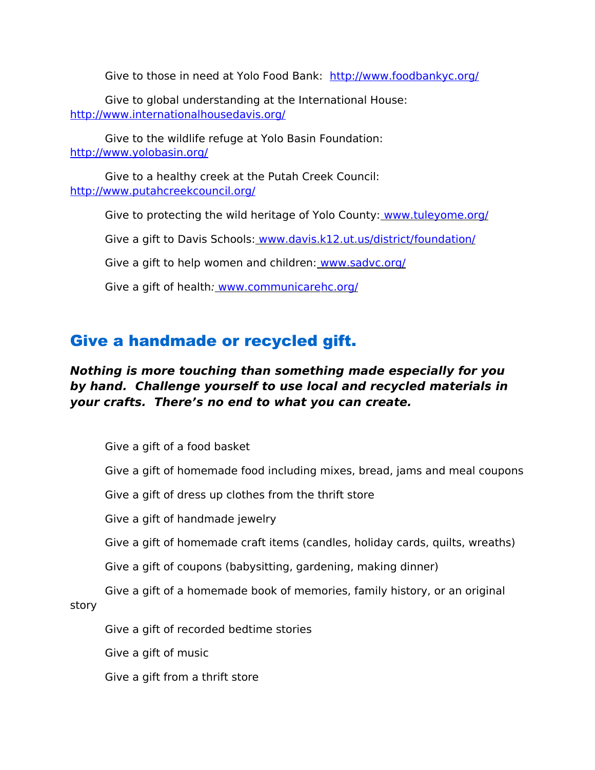Give to those in need at Yolo Food Bank: http://www.foodbankyc.org/

Give to global understanding at the International House: http://www.internationalhousedavis.org/

Give to the wildlife refuge at Yolo Basin Foundation: http://www.yolobasin.org/

Give to a healthy creek at the Putah Creek Council: http://www.putahcreekcouncil.org/

Give to protecting the wild heritage of Yolo County: www.tuleyome.org/

Give a gift to Davis Schools: www.davis.k12.ut.us/district/foundation/

Give a gift to help women and children: www.sadvc.org/

Give a gift of health: www.communicarehc.org/

## Give a handmade or recycled gift.

***Nothing is more touching than something made especially for you by hand. Challenge yourself to use local and recycled materials in your crafts. There's no end to what you can create.***

Give a gift of a food basket

Give a gift of homemade food including mixes, bread, jams and meal coupons

Give a gift of dress up clothes from the thrift store

Give a gift of handmade jewelry

Give a gift of homemade craft items (candles, holiday cards, quilts, wreaths)

Give a gift of coupons (babysitting, gardening, making dinner)

Give a gift of a homemade book of memories, family history, or an original story

Give a gift of recorded bedtime stories

Give a gift of music

Give a gift from a thrift store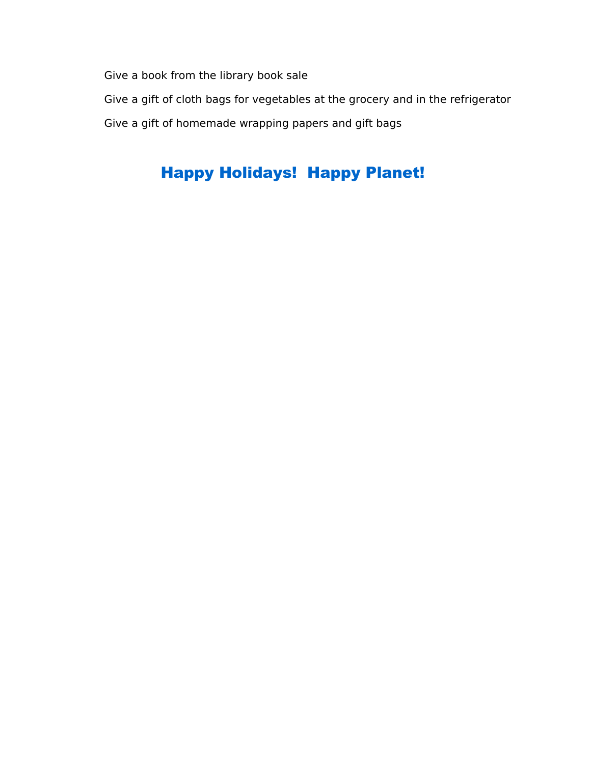Give a book from the library book sale

Give a gift of cloth bags for vegetables at the grocery and in the refrigerator

Give a gift of homemade wrapping papers and gift bags

**Happy Holidays!  Happy Planet!**